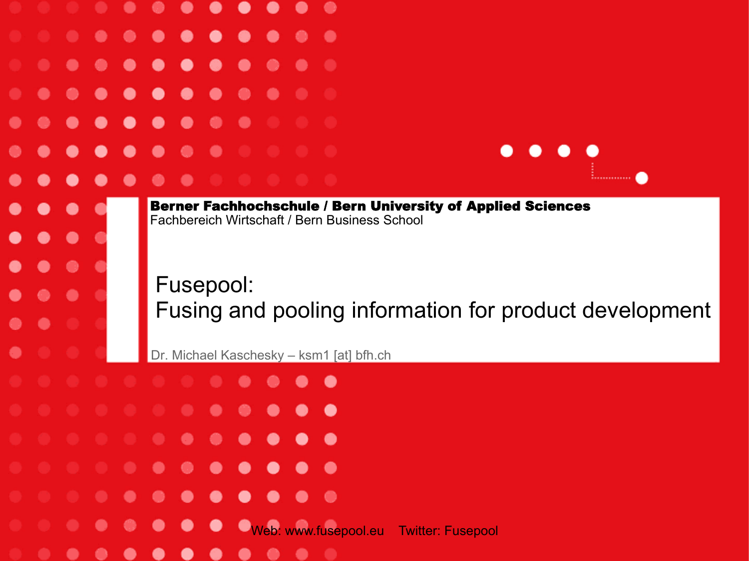**Berner Fachhochschule / Bern University of Applied Sciences**
Fachbereich Wirtschaft / Bern Business School

# Fusepool: Fusing and pooling information for product development

Dr. Michael Kaschesky – ksm1 [at] bfh.ch

Web: www.fusepool.eu    Twitter: Fusepool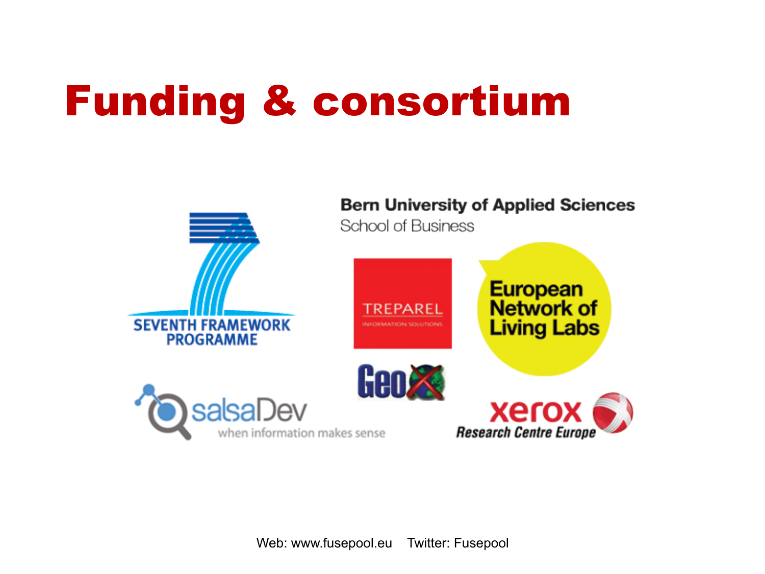# Funding & consortium

SEVENTH FRAMEWORK PROGRAMME

Bern University of Applied Sciences
School of Business

TREPAREL
INFORMATION SOLUTIONS

European Network of Living Labs

Geo

salsaDev
when information makes sense

xerox
Research Centre Europe

Web: www.fusepool.eu    Twitter: Fusepool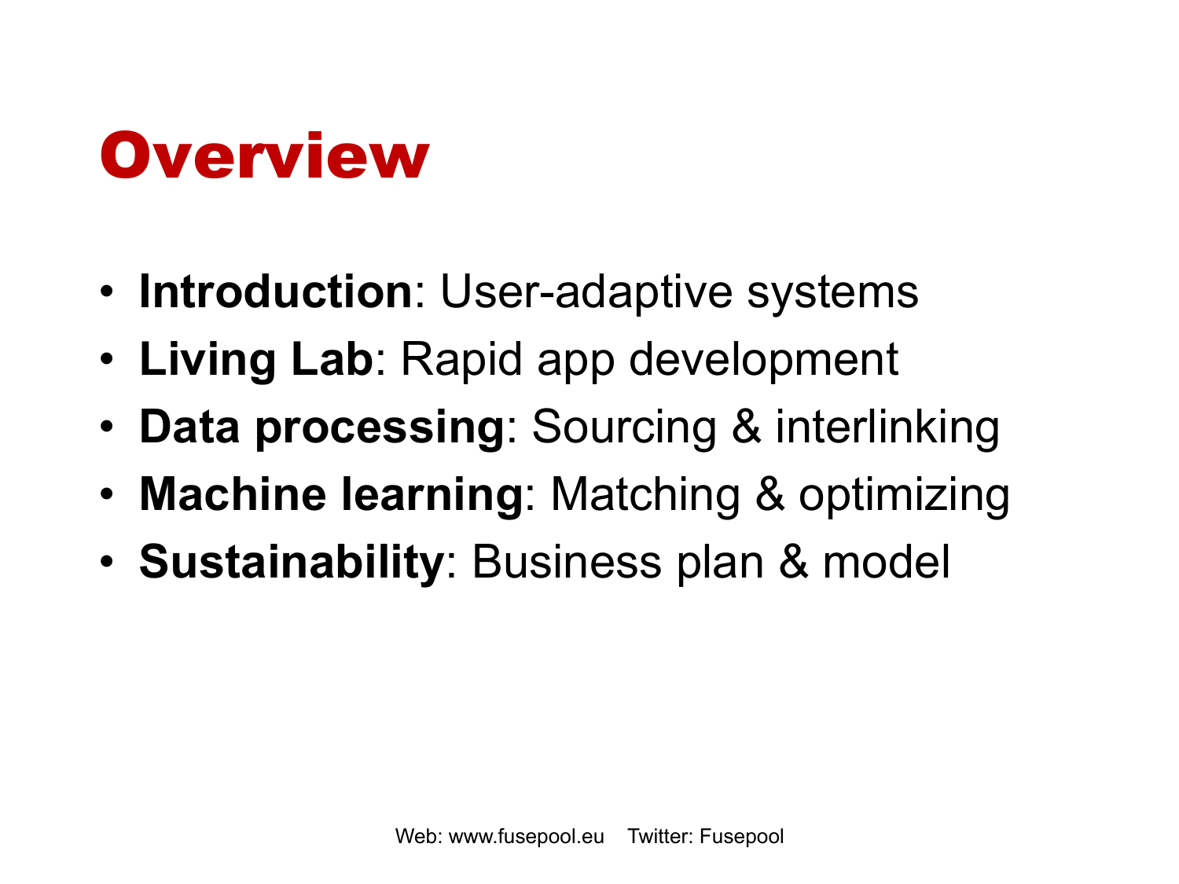# Overview

- **Introduction**: User-adaptive systems
- **Living Lab**: Rapid app development
- **Data processing**: Sourcing & interlinking
- **Machine learning**: Matching & optimizing
- **Sustainability**: Business plan & model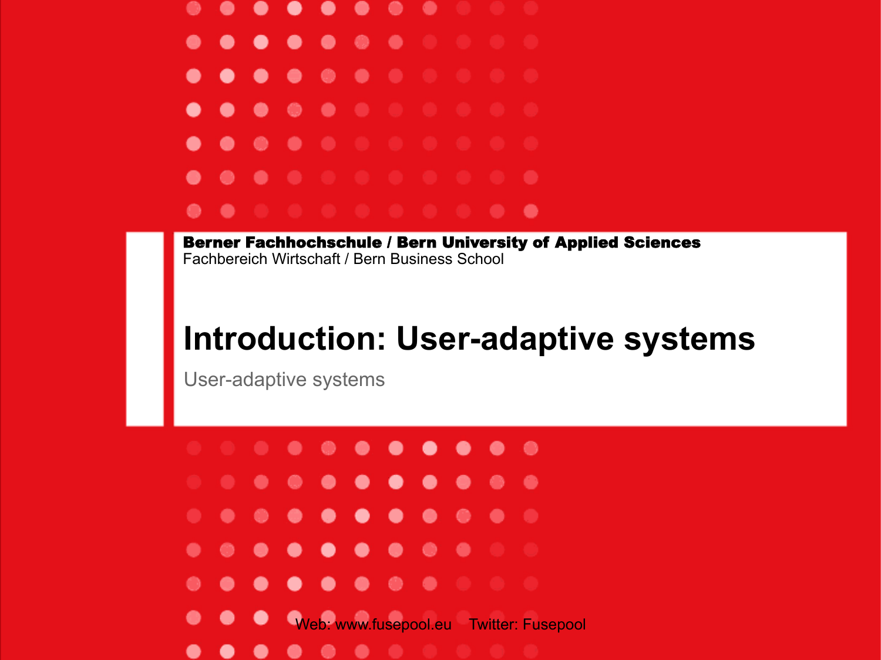**Berner Fachhochschule / Bern University of Applied Sciences**
Fachbereich Wirtschaft / Bern Business School

# Introduction: User-adaptive systems

User-adaptive systems

Web: www.fusepool.eu    Twitter: Fusepool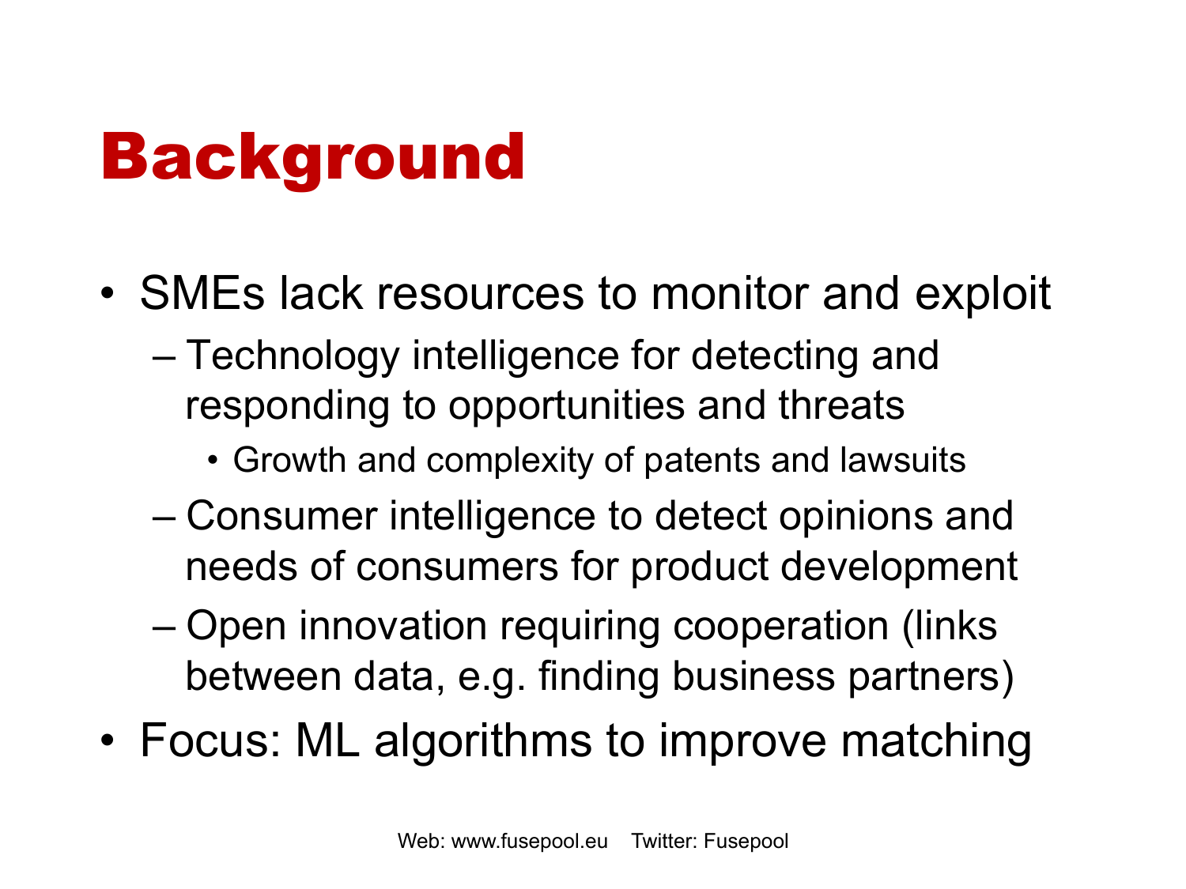# Background

- SMEs lack resources to monitor and exploit
  - Technology intelligence for detecting and responding to opportunities and threats
    - Growth and complexity of patents and lawsuits
  - Consumer intelligence to detect opinions and needs of consumers for product development
  - Open innovation requiring cooperation (links between data, e.g. finding business partners)
- Focus: ML algorithms to improve matching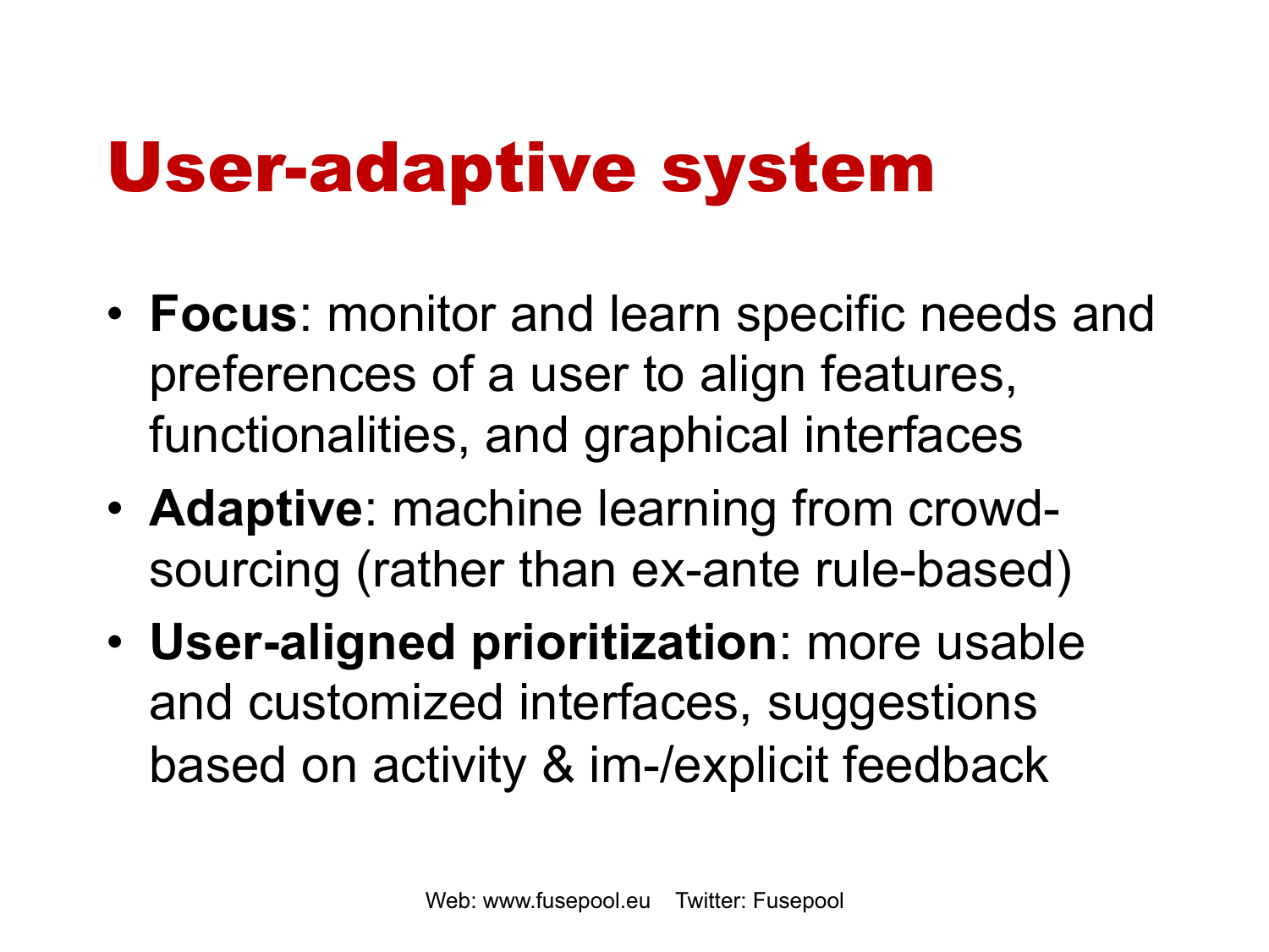# User-adaptive system

- **Focus**: monitor and learn specific needs and preferences of a user to align features, functionalities, and graphical interfaces
- **Adaptive**: machine learning from crowd-sourcing (rather than ex-ante rule-based)
- **User-aligned prioritization**: more usable and customized interfaces, suggestions based on activity & im-/explicit feedback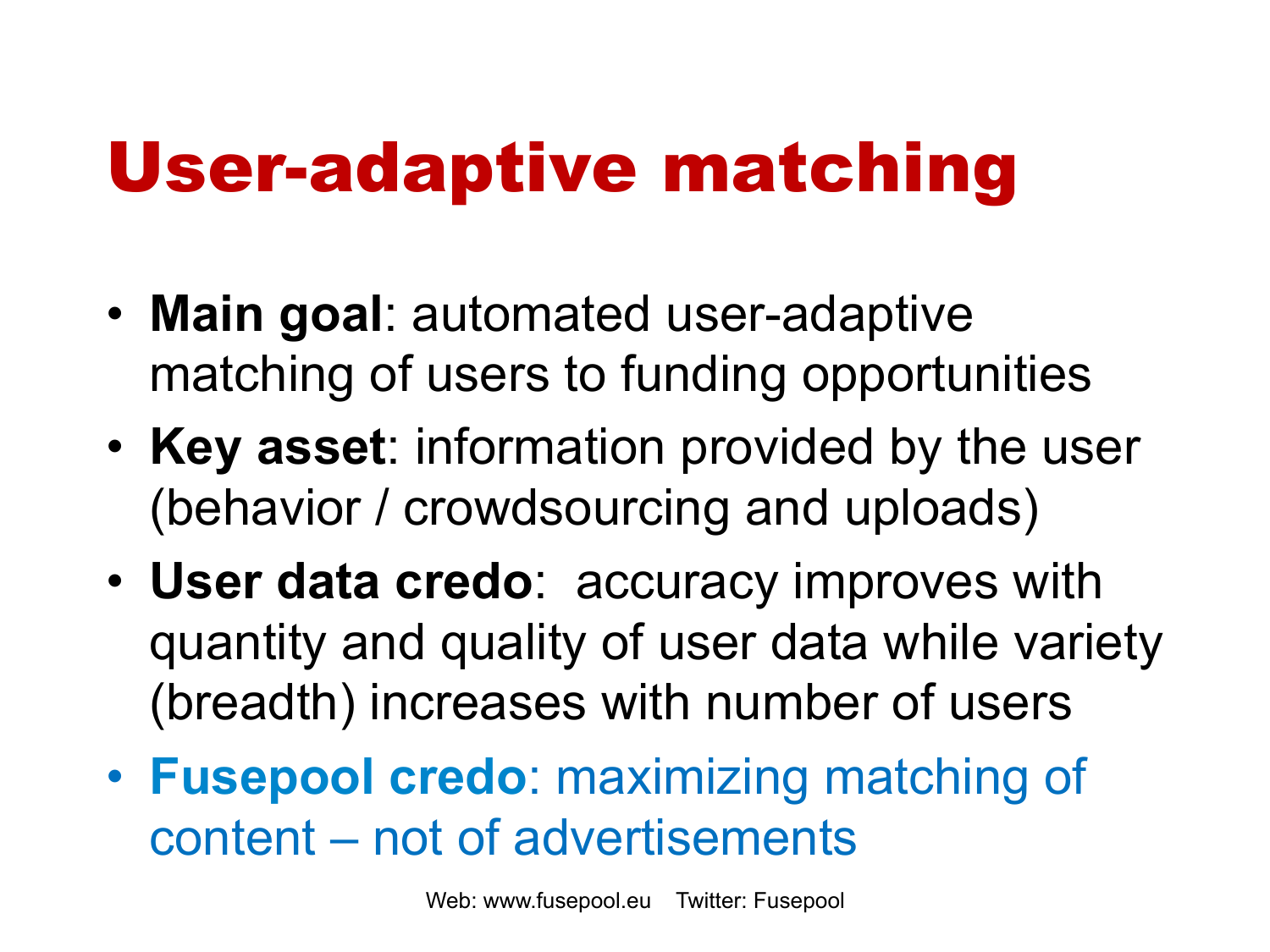# User-adaptive matching

- **Main goal**: automated user-adaptive matching of users to funding opportunities
- **Key asset**: information provided by the user (behavior / crowdsourcing and uploads)
- **User data credo**: accuracy improves with quantity and quality of user data while variety (breadth) increases with number of users
- **Fusepool credo**: maximizing matching of content – not of advertisements

Web: www.fusepool.eu Twitter: Fusepool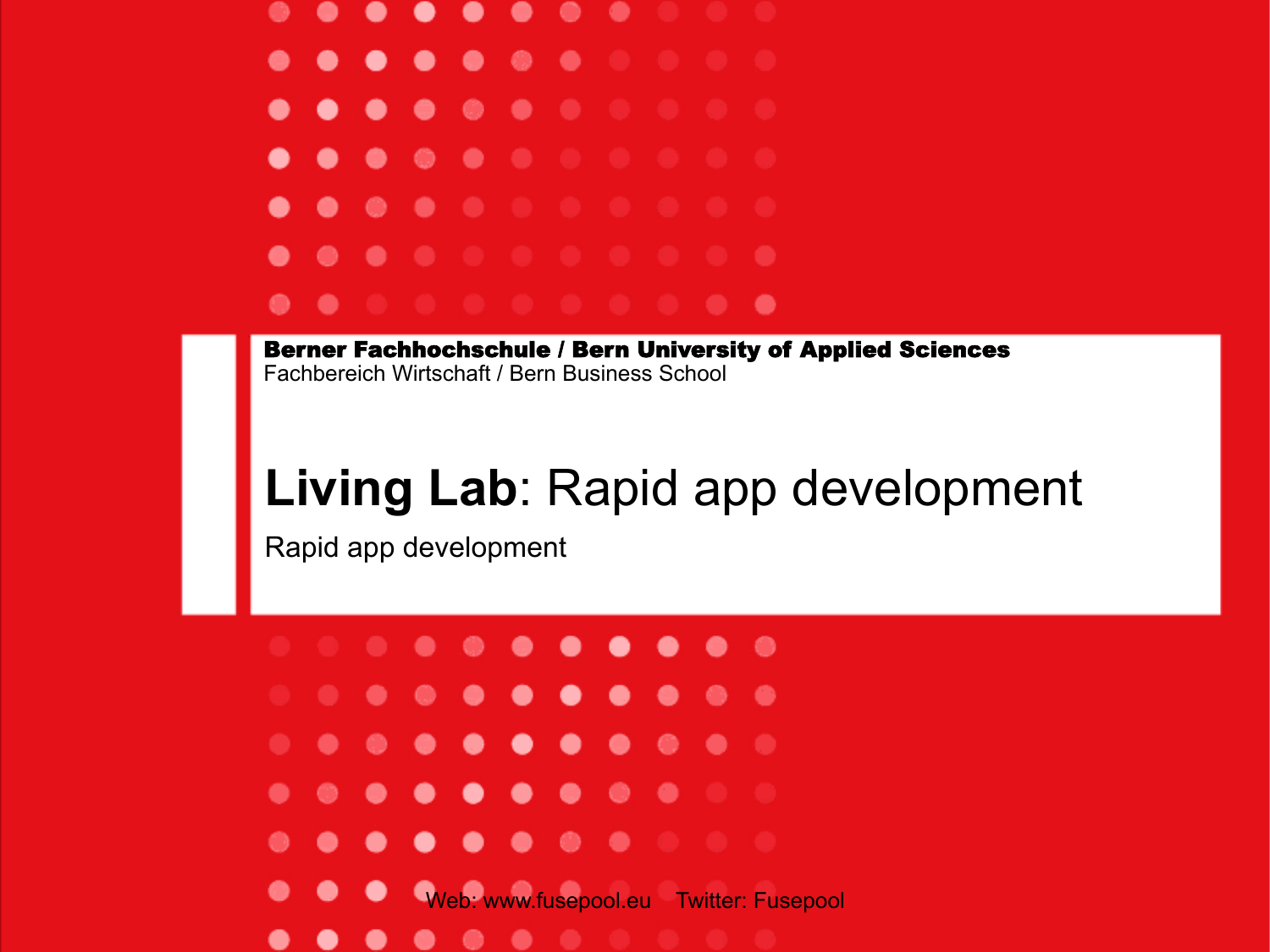**Berner Fachhochschule / Bern University of Applied Sciences**
Fachbereich Wirtschaft / Bern Business School

# **Living Lab**: Rapid app development

Rapid app development

Web: www.fusepool.eu    Twitter: Fusepool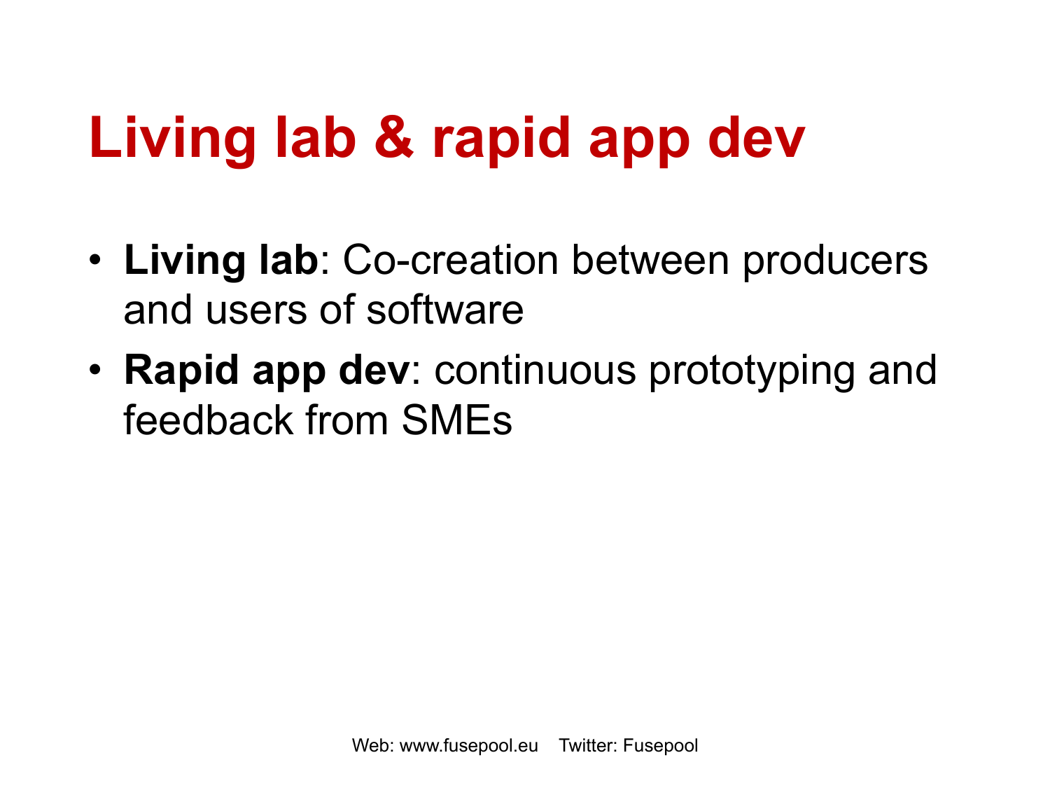# Living lab & rapid app dev

- **Living lab**: Co-creation between producers and users of software
- **Rapid app dev**: continuous prototyping and feedback from SMEs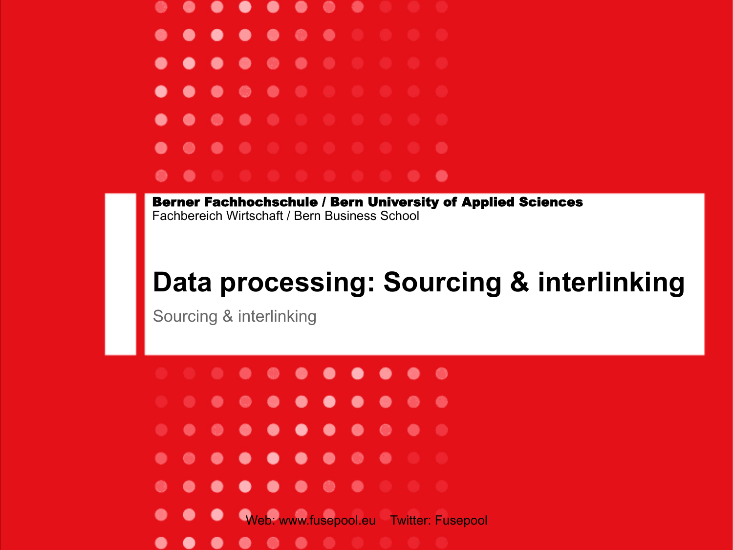**Berner Fachhochschule / Bern University of Applied Sciences**
Fachbereich Wirtschaft / Bern Business School

# Data processing: Sourcing & interlinking

Sourcing & interlinking

Web: www.fusepool.eu Twitter: Fusepool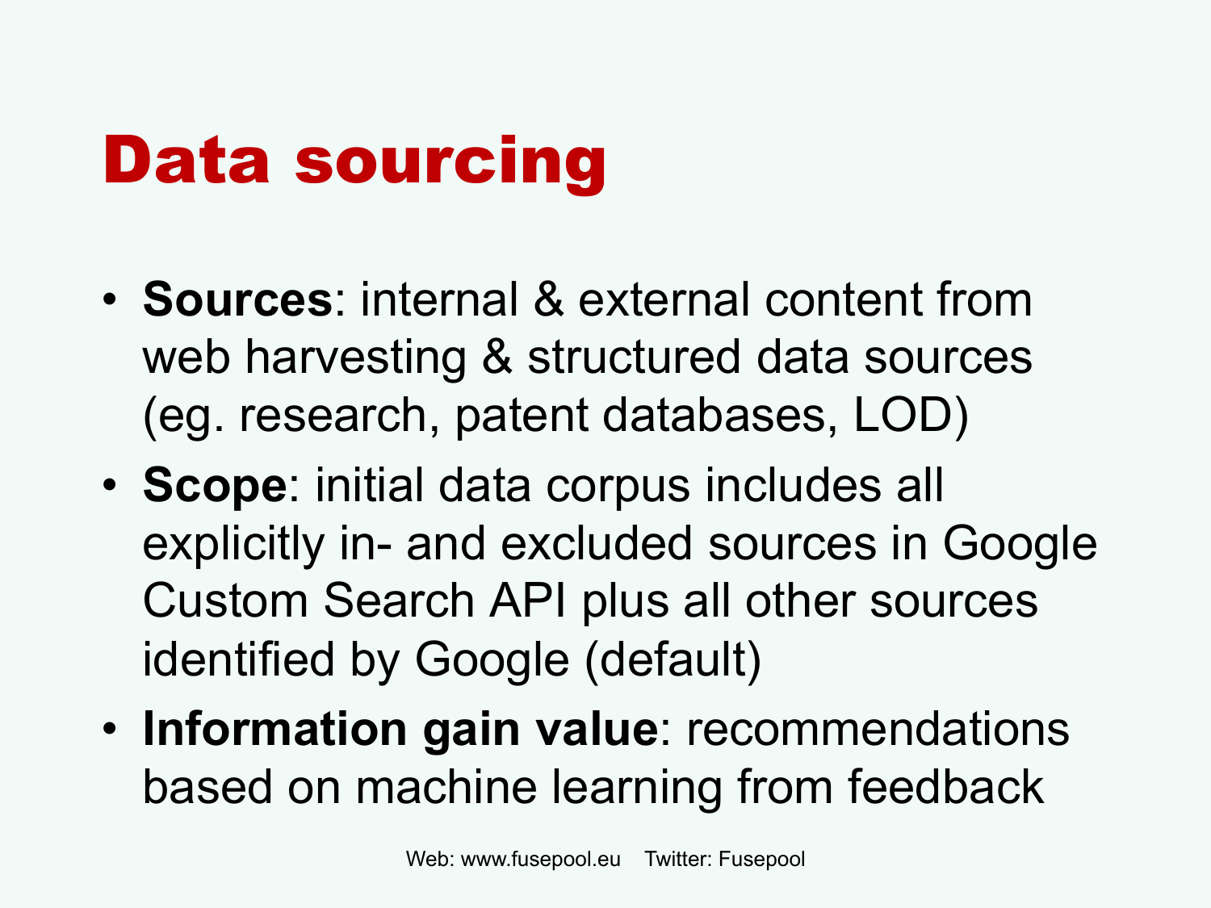# Data sourcing

- **Sources**: internal & external content from web harvesting & structured data sources (eg. research, patent databases, LOD)
- **Scope**: initial data corpus includes all explicitly in- and excluded sources in Google Custom Search API plus all other sources identified by Google (default)
- **Information gain value**: recommendations based on machine learning from feedback

Web: www.fusepool.eu Twitter: Fusepool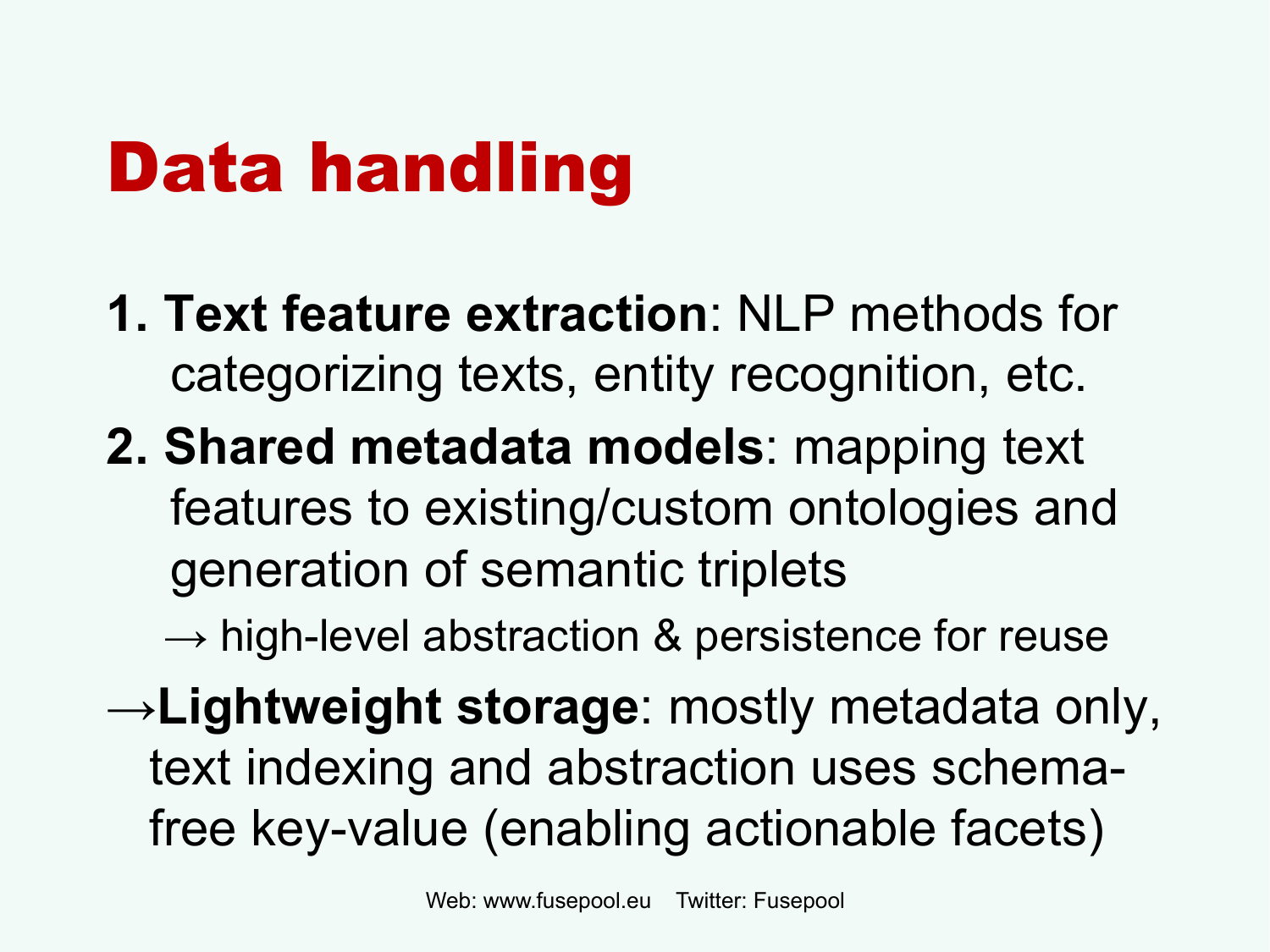# Data handling

1. **Text feature extraction**: NLP methods for categorizing texts, entity recognition, etc.
2. **Shared metadata models**: mapping text features to existing/custom ontologies and generation of semantic triplets

   → high-level abstraction & persistence for reuse

→**Lightweight storage**: mostly metadata only, text indexing and abstraction uses schema-free key-value (enabling actionable facets)

Web: www.fusepool.eu  Twitter: Fusepool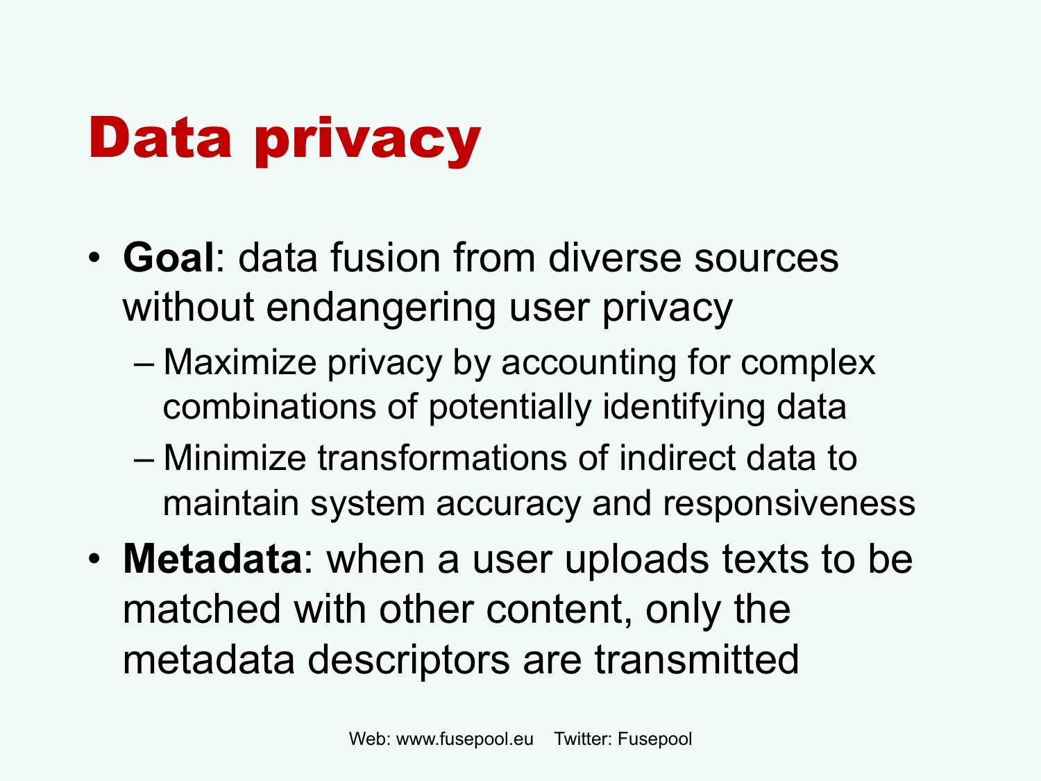# Data privacy

- **Goal**: data fusion from diverse sources without endangering user privacy
  - Maximize privacy by accounting for complex combinations of potentially identifying data
  - Minimize transformations of indirect data to maintain system accuracy and responsiveness
- **Metadata**: when a user uploads texts to be matched with other content, only the metadata descriptors are transmitted

Web: www.fusepool.eu    Twitter: Fusepool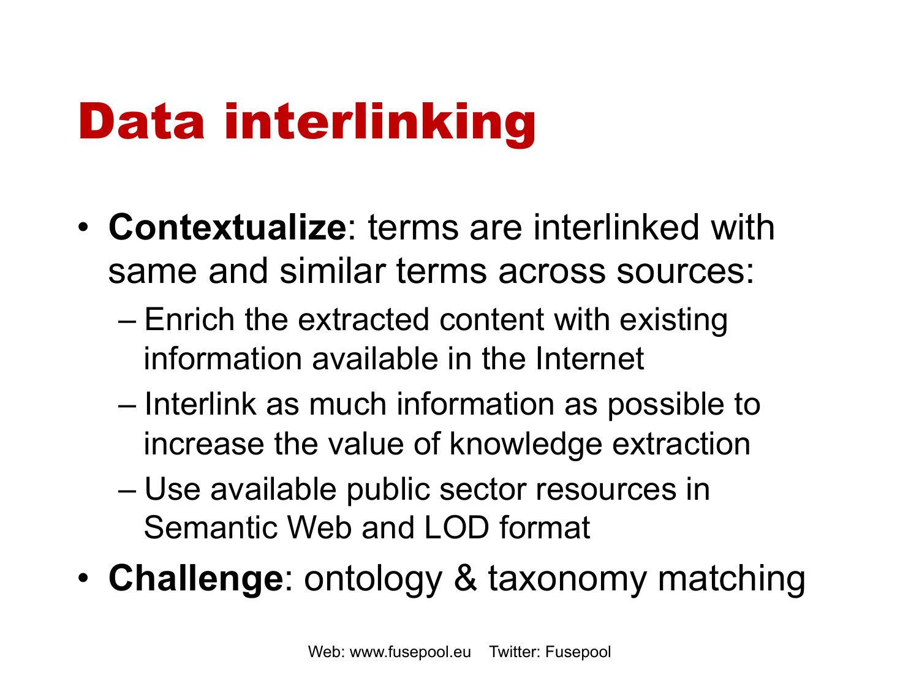# Data interlinking

- **Contextualize**: terms are interlinked with same and similar terms across sources:
  - Enrich the extracted content with existing information available in the Internet
  - Interlink as much information as possible to increase the value of knowledge extraction
  - Use available public sector resources in Semantic Web and LOD format
- **Challenge**: ontology & taxonomy matching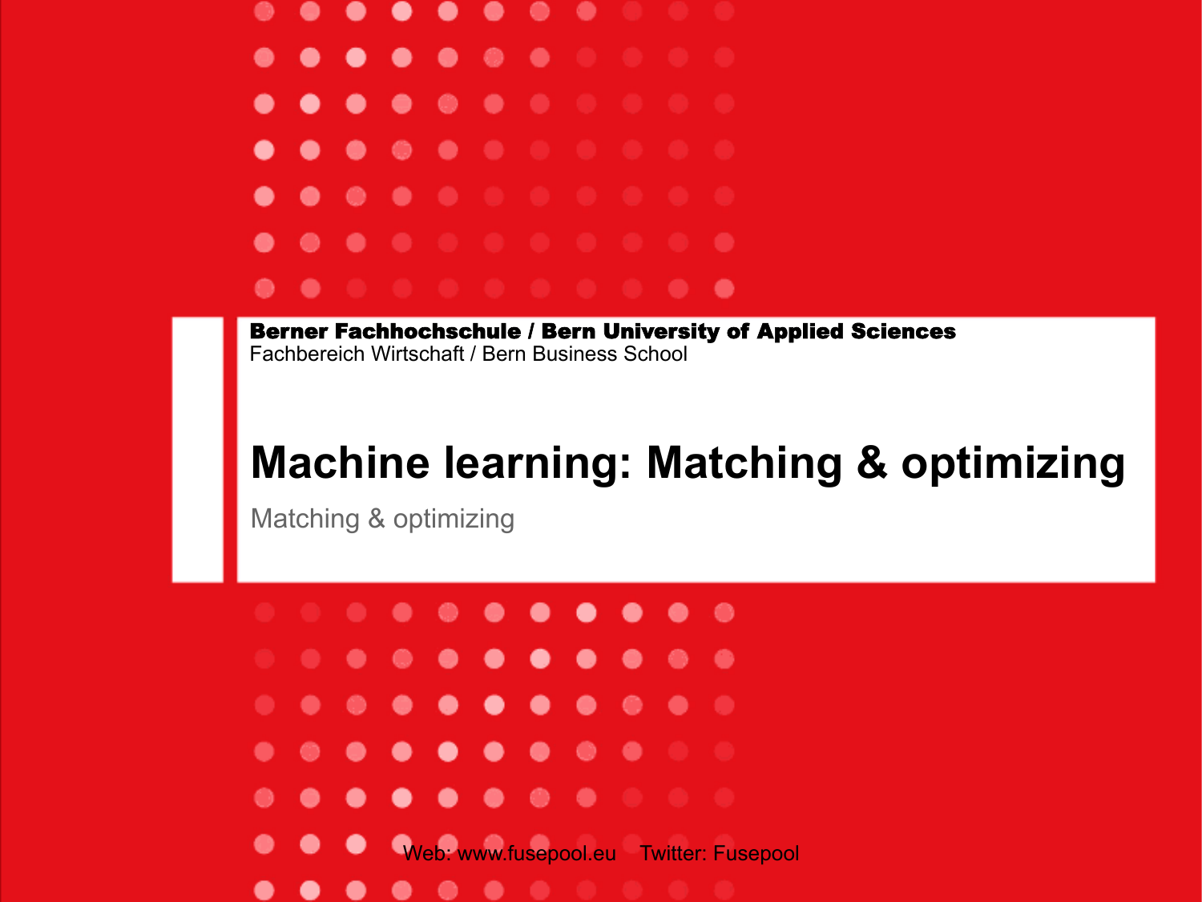**Berner Fachhochschule / Bern University of Applied Sciences**
Fachbereich Wirtschaft / Bern Business School

# Machine learning: Matching & optimizing

Matching & optimizing

Web: www.fusepool.eu    Twitter: Fusepool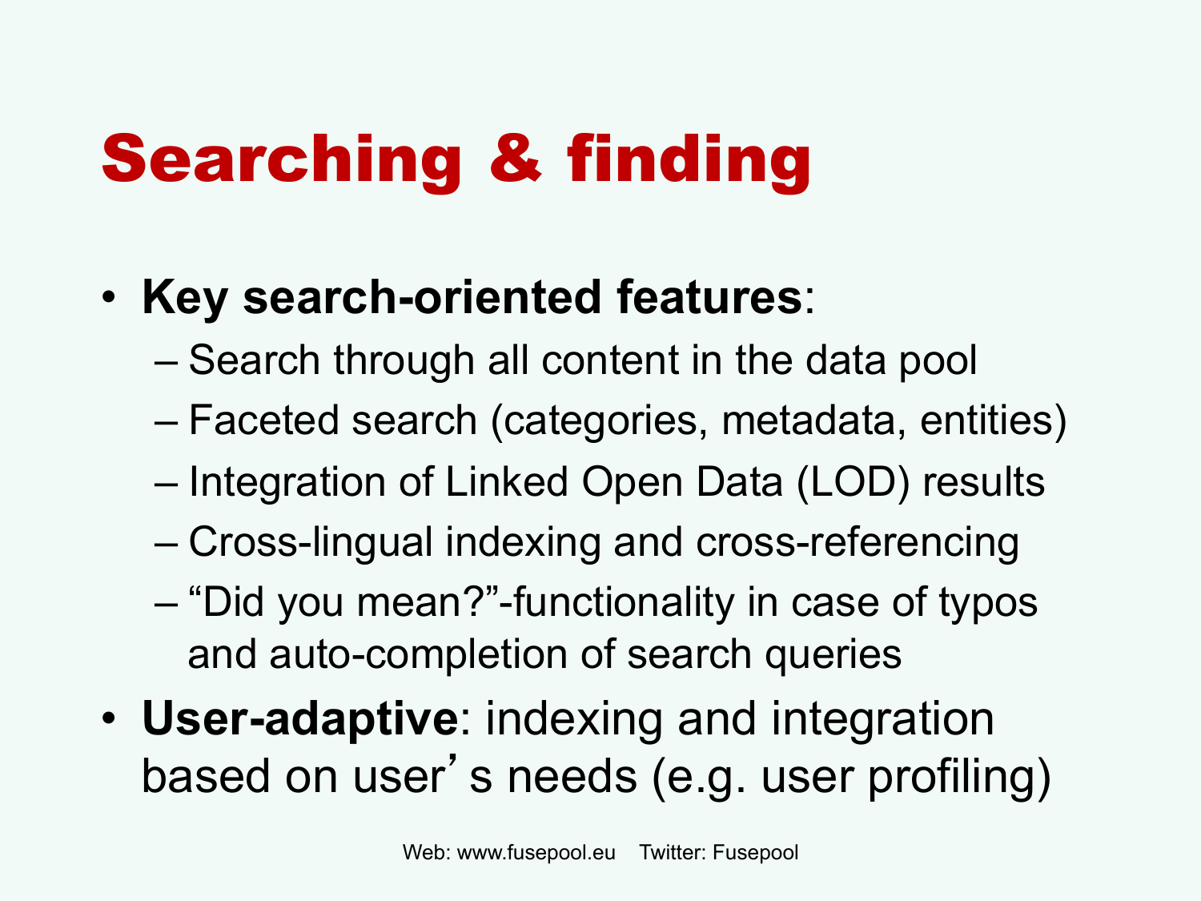# Searching & finding

- **Key search-oriented features**:
  - Search through all content in the data pool
  - Faceted search (categories, metadata, entities)
  - Integration of Linked Open Data (LOD) results
  - Cross-lingual indexing and cross-referencing
  - "Did you mean?"-functionality in case of typos and auto-completion of search queries
- **User-adaptive**: indexing and integration based on user's needs (e.g. user profiling)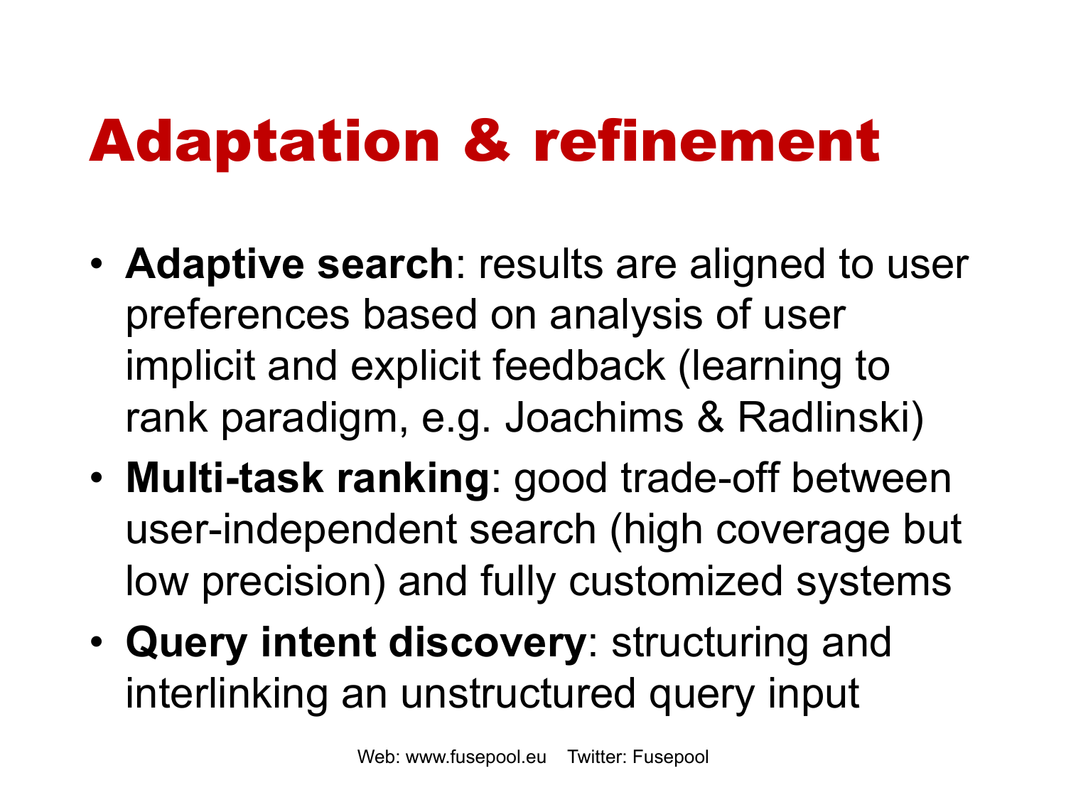# Adaptation & refinement

- **Adaptive search**: results are aligned to user preferences based on analysis of user implicit and explicit feedback (learning to rank paradigm, e.g. Joachims & Radlinski)
- **Multi-task ranking**: good trade-off between user-independent search (high coverage but low precision) and fully customized systems
- **Query intent discovery**: structuring and interlinking an unstructured query input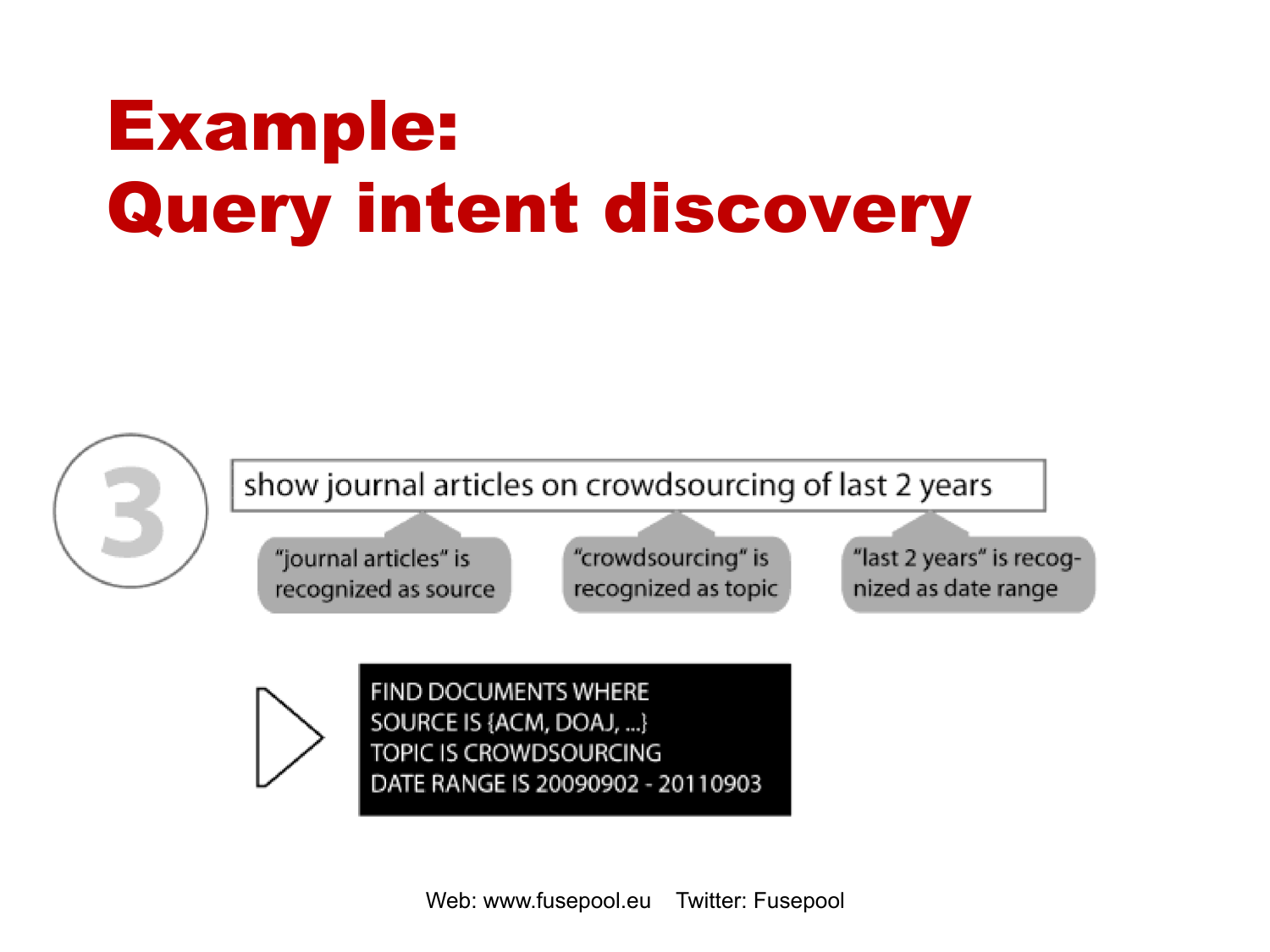# Example: Query intent discovery

3

show journal articles on crowdsourcing of last 2 years

"journal articles" is recognized as source

"crowdsourcing" is recognized as topic

"last 2 years" is recognized as date range

```
FIND DOCUMENTS WHERE
SOURCE IS {ACM, DOAJ, ...}
TOPIC IS CROWDSOURCING
DATE RANGE IS 20090902 - 20110903
```

Web: www.fusepool.eu Twitter: Fusepool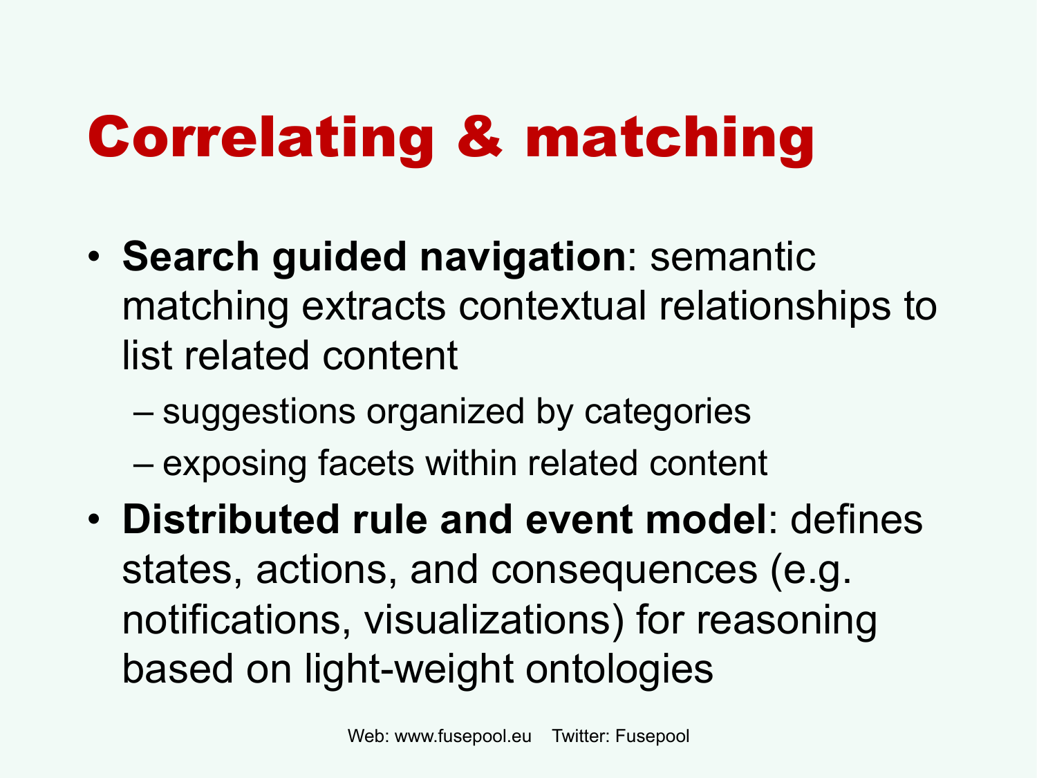# Correlating & matching

- **Search guided navigation**: semantic matching extracts contextual relationships to list related content
  - suggestions organized by categories
  - exposing facets within related content
- **Distributed rule and event model**: defines states, actions, and consequences (e.g. notifications, visualizations) for reasoning based on light-weight ontologies

Web: www.fusepool.eu    Twitter: Fusepool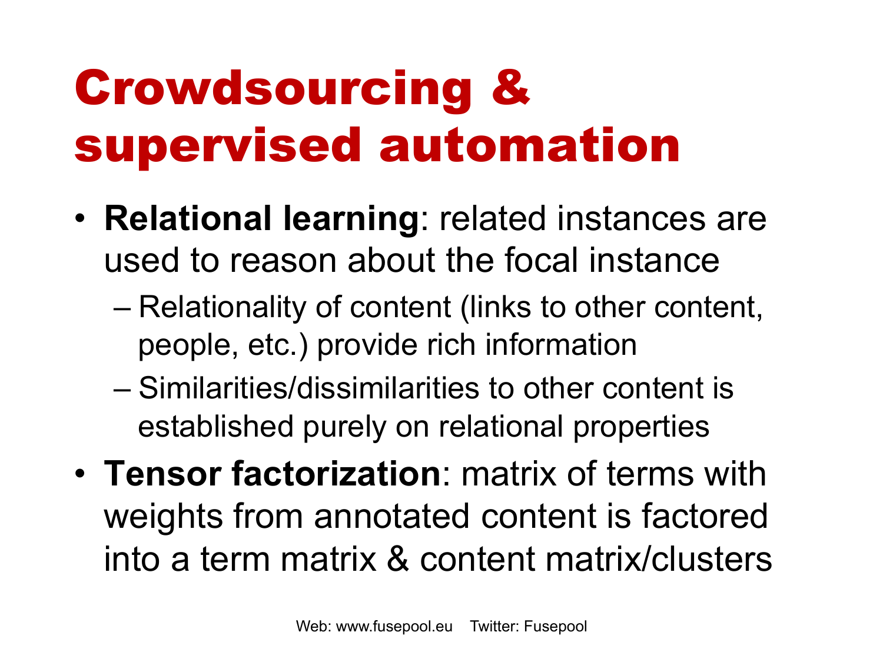# Crowdsourcing & supervised automation

- **Relational learning**: related instances are used to reason about the focal instance
  - Relationality of content (links to other content, people, etc.) provide rich information
  - Similarities/dissimilarities to other content is established purely on relational properties
- **Tensor factorization**: matrix of terms with weights from annotated content is factored into a term matrix & content matrix/clusters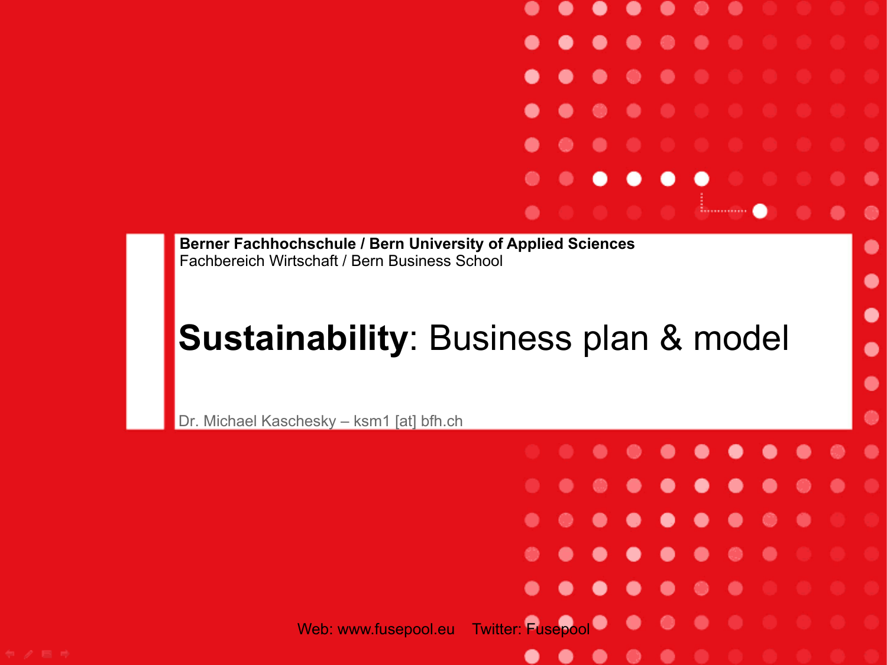**Berner Fachhochschule / Bern University of Applied Sciences**
Fachbereich Wirtschaft / Bern Business School

# **Sustainability**: Business plan & model

Dr. Michael Kaschesky – ksm1 [at] bfh.ch

Web: www.fusepool.eu Twitter: Fusepool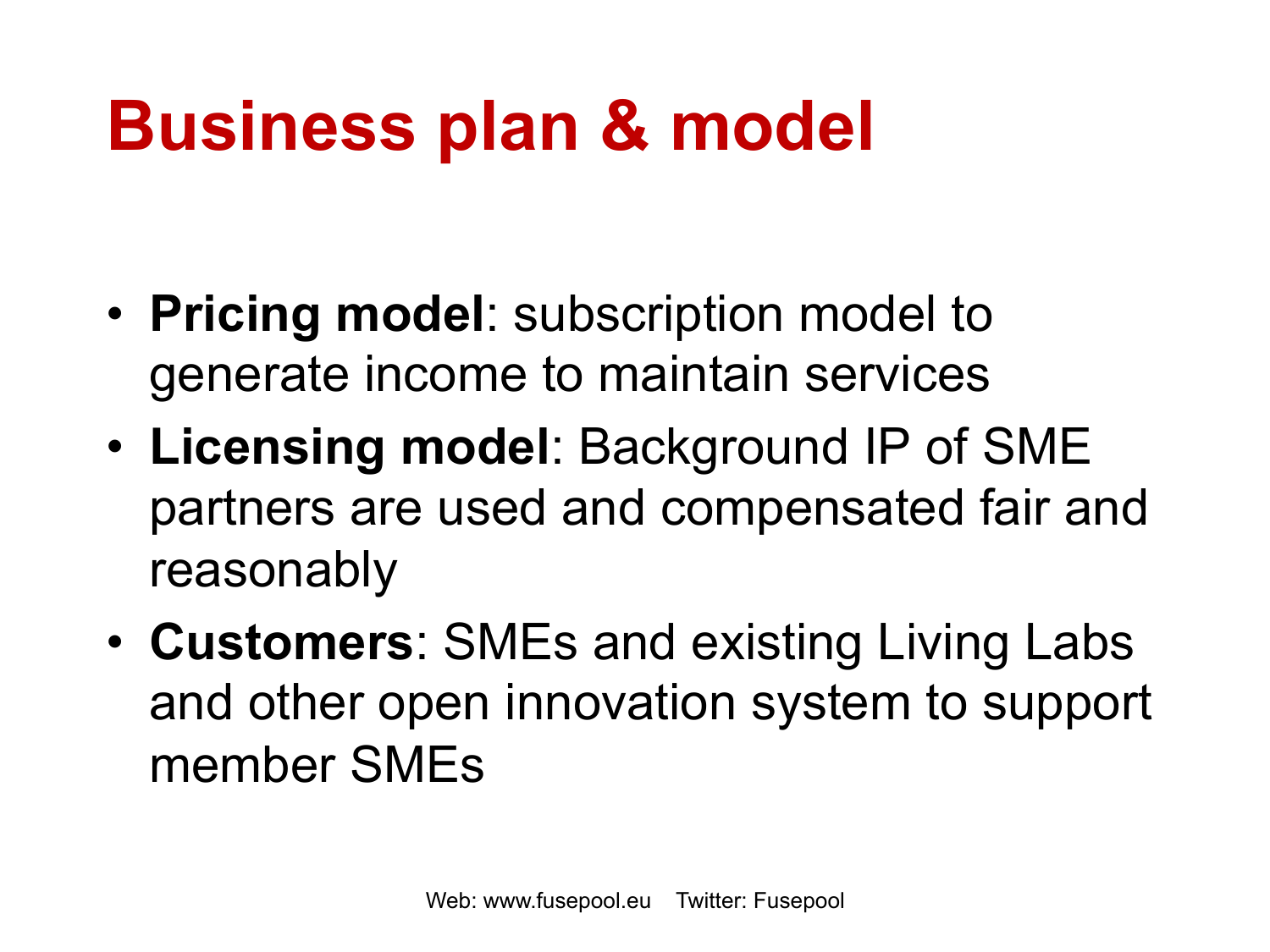# Business plan & model

- **Pricing model**: subscription model to generate income to maintain services
- **Licensing model**: Background IP of SME partners are used and compensated fair and reasonably
- **Customers**: SMEs and existing Living Labs and other open innovation system to support member SMEs

Web: www.fusepool.eu Twitter: Fusepool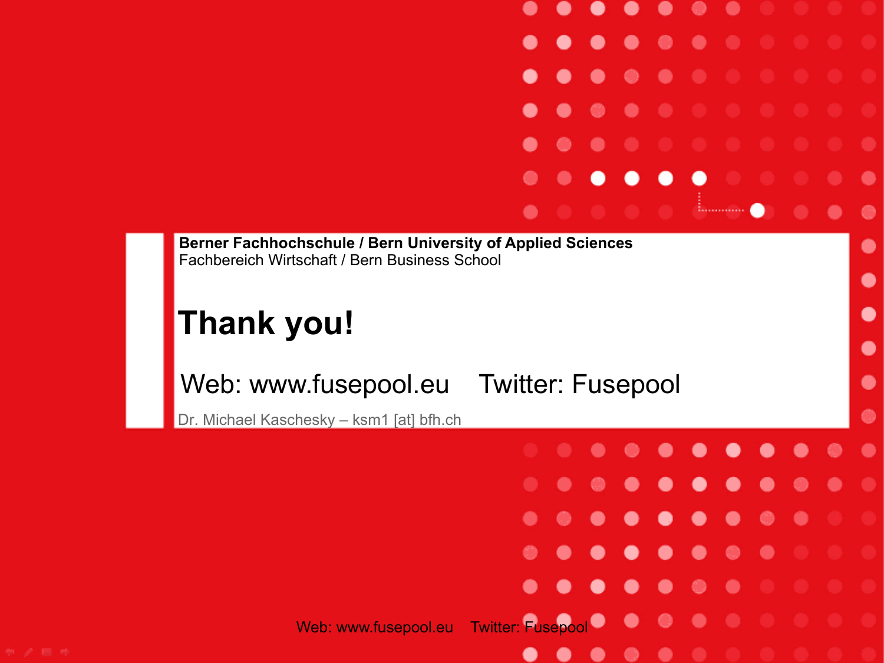**Berner Fachhochschule / Bern University of Applied Sciences**
Fachbereich Wirtschaft / Bern Business School

# Thank you!

Web: www.fusepool.eu Twitter: Fusepool

Dr. Michael Kaschesky – ksm1 [at] bfh.ch